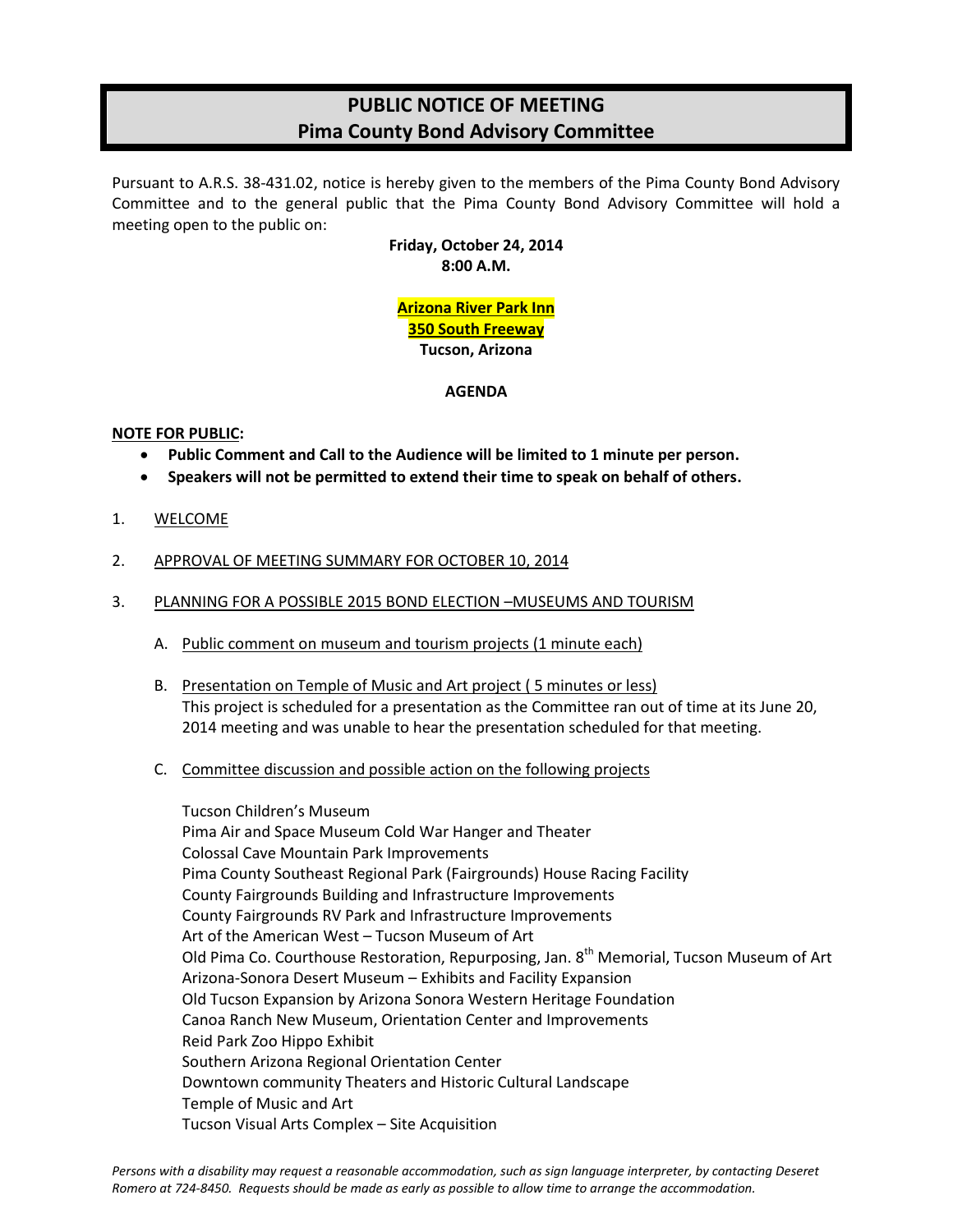# PUBLIC NOTICE OF MEETING
# Pima County Bond Advisory Committee

Pursuant to A.R.S. 38-431.02, notice is hereby given to the members of the Pima County Bond Advisory Committee and to the general public that the Pima County Bond Advisory Committee will hold a meeting open to the public on:

**Friday, October 24, 2014**
**8:00 A.M.**

**Arizona River Park Inn**
**350 South Freeway**
**Tucson, Arizona**

**AGENDA**

**NOTE FOR PUBLIC:**

- **Public Comment and Call to the Audience will be limited to 1 minute per person.**
- **Speakers will not be permitted to extend their time to speak on behalf of others.**

1. WELCOME

2. APPROVAL OF MEETING SUMMARY FOR OCTOBER 10, 2014

3. PLANNING FOR A POSSIBLE 2015 BOND ELECTION –MUSEUMS AND TOURISM

   A. Public comment on museum and tourism projects (1 minute each)

   B. Presentation on Temple of Music and Art project ( 5 minutes or less)
   This project is scheduled for a presentation as the Committee ran out of time at its June 20, 2014 meeting and was unable to hear the presentation scheduled for that meeting.

   C. Committee discussion and possible action on the following projects

   Tucson Children's Museum
   Pima Air and Space Museum Cold War Hanger and Theater
   Colossal Cave Mountain Park Improvements
   Pima County Southeast Regional Park (Fairgrounds) House Racing Facility
   County Fairgrounds Building and Infrastructure Improvements
   County Fairgrounds RV Park and Infrastructure Improvements
   Art of the American West – Tucson Museum of Art
   Old Pima Co. Courthouse Restoration, Repurposing, Jan. 8th Memorial, Tucson Museum of Art
   Arizona-Sonora Desert Museum – Exhibits and Facility Expansion
   Old Tucson Expansion by Arizona Sonora Western Heritage Foundation
   Canoa Ranch New Museum, Orientation Center and Improvements
   Reid Park Zoo Hippo Exhibit
   Southern Arizona Regional Orientation Center
   Downtown community Theaters and Historic Cultural Landscape
   Temple of Music and Art
   Tucson Visual Arts Complex – Site Acquisition

*Persons with a disability may request a reasonable accommodation, such as sign language interpreter, by contacting Deseret Romero at 724-8450. Requests should be made as early as possible to allow time to arrange the accommodation.*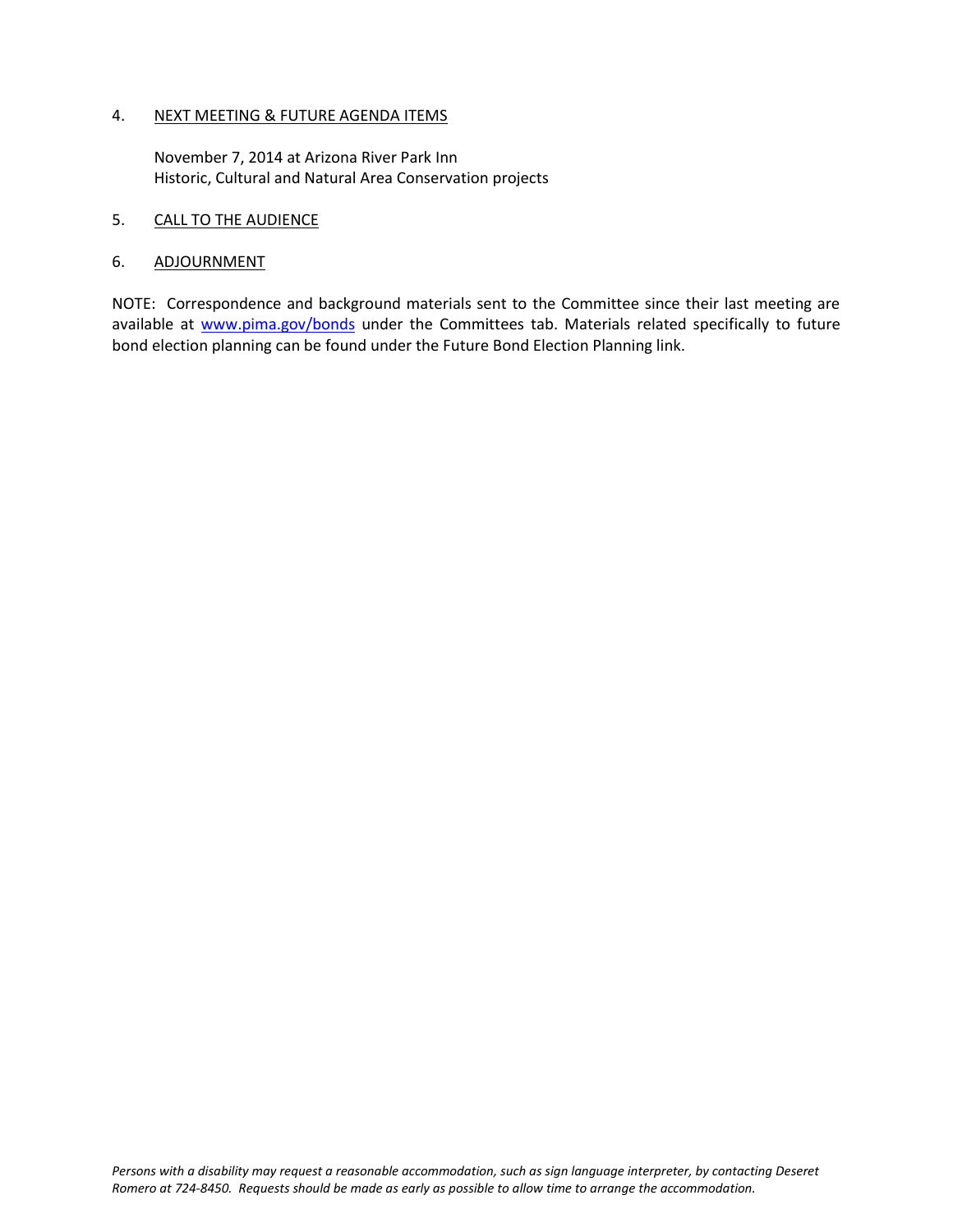4. NEXT MEETING & FUTURE AGENDA ITEMS

   November 7, 2014 at Arizona River Park Inn
   Historic, Cultural and Natural Area Conservation projects

5. CALL TO THE AUDIENCE

6. ADJOURNMENT

NOTE: Correspondence and background materials sent to the Committee since their last meeting are available at www.pima.gov/bonds under the Committees tab. Materials related specifically to future bond election planning can be found under the Future Bond Election Planning link.

*Persons with a disability may request a reasonable accommodation, such as sign language interpreter, by contacting Deseret Romero at 724-8450. Requests should be made as early as possible to allow time to arrange the accommodation.*